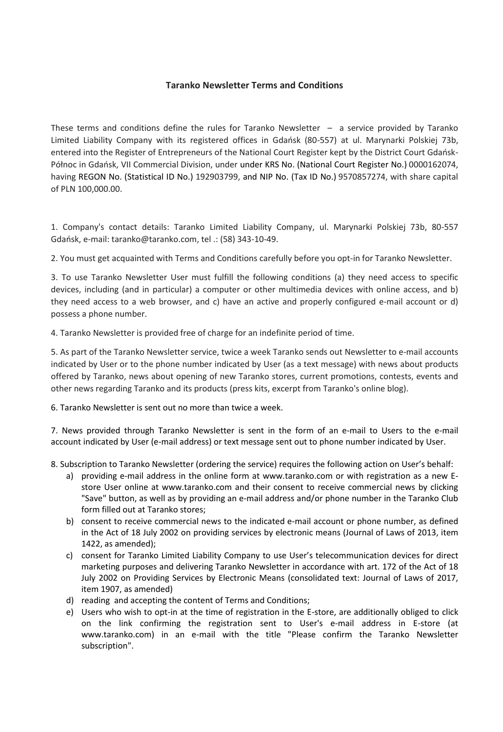# Taranko Newsletter Terms and Conditions

These terms and conditions define the rules for Taranko Newsletter – a service provided by Taranko Limited Liability Company with its registered offices in Gdańsk (80-557) at ul. Marynarki Polskiej 73b, entered into the Register of Entrepreneurs of the National Court Register kept by the District Court Gdańsk-Północ in Gdańsk, VII Commercial Division, under under KRS No. (National Court Register No.) 0000162074, having REGON No. (Statistical ID No.) 192903799, and NIP No. (Tax ID No.) 9570857274, with share capital of PLN 100,000.00.

1. Company's contact details: Taranko Limited Liability Company, ul. Marynarki Polskiej 73b, 80-557 Gdańsk, e-mail: taranko@taranko.com, tel .: (58) 343-10-49.

2. You must get acquainted with Terms and Conditions carefully before you opt-in for Taranko Newsletter.

3. To use Taranko Newsletter User must fulfill the following conditions (a) they need access to specific devices, including (and in particular) a computer or other multimedia devices with online access, and b) they need access to a web browser, and c) have an active and properly configured e-mail account or d) possess a phone number.

4. Taranko Newsletter is provided free of charge for an indefinite period of time.

5. As part of the Taranko Newsletter service, twice a week Taranko sends out Newsletter to e-mail accounts indicated by User or to the phone number indicated by User (as a text message) with news about products offered by Taranko, news about opening of new Taranko stores, current promotions, contests, events and other news regarding Taranko and its products (press kits, excerpt from Taranko's online blog).

6. Taranko Newsletter is sent out no more than twice a week.

7. News provided through Taranko Newsletter is sent in the form of an e-mail to Users to the e-mail account indicated by User (e-mail address) or text message sent out to phone number indicated by User.

8. Subscription to Taranko Newsletter (ordering the service) requires the following action on User's behalf:

   a) providing e-mail address in the online form at www.taranko.com or with registration as a new E-store User online at www.taranko.com and their consent to receive commercial news by clicking "Save" button, as well as by providing an e-mail address and/or phone number in the Taranko Club form filled out at Taranko stores;
   b) consent to receive commercial news to the indicated e-mail account or phone number, as defined in the Act of 18 July 2002 on providing services by electronic means (Journal of Laws of 2013, item 1422, as amended);
   c) consent for Taranko Limited Liability Company to use User's telecommunication devices for direct marketing purposes and delivering Taranko Newsletter in accordance with art. 172 of the Act of 18 July 2002 on Providing Services by Electronic Means (consolidated text: Journal of Laws of 2017, item 1907, as amended)
   d) reading and accepting the content of Terms and Conditions;
   e) Users who wish to opt-in at the time of registration in the E-store, are additionally obliged to click on the link confirming the registration sent to User's e-mail address in E-store (at www.taranko.com) in an e-mail with the title "Please confirm the Taranko Newsletter subscription".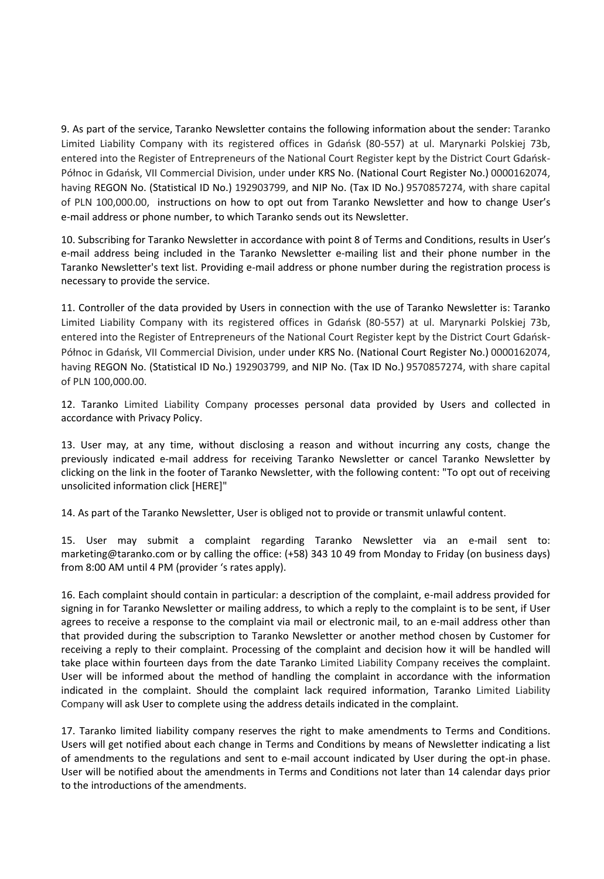9. As part of the service, Taranko Newsletter contains the following information about the sender: Taranko Limited Liability Company with its registered offices in Gdańsk (80-557) at ul. Marynarki Polskiej 73b, entered into the Register of Entrepreneurs of the National Court Register kept by the District Court Gdańsk-Północ in Gdańsk, VII Commercial Division, under under KRS No. (National Court Register No.) 0000162074, having REGON No. (Statistical ID No.) 192903799, and NIP No. (Tax ID No.) 9570857274, with share capital of PLN 100,000.00, instructions on how to opt out from Taranko Newsletter and how to change User's e-mail address or phone number, to which Taranko sends out its Newsletter.

10. Subscribing for Taranko Newsletter in accordance with point 8 of Terms and Conditions, results in User's e-mail address being included in the Taranko Newsletter e-mailing list and their phone number in the Taranko Newsletter's text list. Providing e-mail address or phone number during the registration process is necessary to provide the service.

11. Controller of the data provided by Users in connection with the use of Taranko Newsletter is: Taranko Limited Liability Company with its registered offices in Gdańsk (80-557) at ul. Marynarki Polskiej 73b, entered into the Register of Entrepreneurs of the National Court Register kept by the District Court Gdańsk-Północ in Gdańsk, VII Commercial Division, under under KRS No. (National Court Register No.) 0000162074, having REGON No. (Statistical ID No.) 192903799, and NIP No. (Tax ID No.) 9570857274, with share capital of PLN 100,000.00.

12. Taranko Limited Liability Company processes personal data provided by Users and collected in accordance with Privacy Policy.

13. User may, at any time, without disclosing a reason and without incurring any costs, change the previously indicated e-mail address for receiving Taranko Newsletter or cancel Taranko Newsletter by clicking on the link in the footer of Taranko Newsletter, with the following content: "To opt out of receiving unsolicited information click [HERE]"

14. As part of the Taranko Newsletter, User is obliged not to provide or transmit unlawful content.

15. User may submit a complaint regarding Taranko Newsletter via an e-mail sent to: marketing@taranko.com or by calling the office: (+58) 343 10 49 from Monday to Friday (on business days) from 8:00 AM until 4 PM (provider 's rates apply).

16. Each complaint should contain in particular: a description of the complaint, e-mail address provided for signing in for Taranko Newsletter or mailing address, to which a reply to the complaint is to be sent, if User agrees to receive a response to the complaint via mail or electronic mail, to an e-mail address other than that provided during the subscription to Taranko Newsletter or another method chosen by Customer for receiving a reply to their complaint. Processing of the complaint and decision how it will be handled will take place within fourteen days from the date Taranko Limited Liability Company receives the complaint. User will be informed about the method of handling the complaint in accordance with the information indicated in the complaint. Should the complaint lack required information, Taranko Limited Liability Company will ask User to complete using the address details indicated in the complaint.

17. Taranko limited liability company reserves the right to make amendments to Terms and Conditions. Users will get notified about each change in Terms and Conditions by means of Newsletter indicating a list of amendments to the regulations and sent to e-mail account indicated by User during the opt-in phase. User will be notified about the amendments in Terms and Conditions not later than 14 calendar days prior to the introductions of the amendments.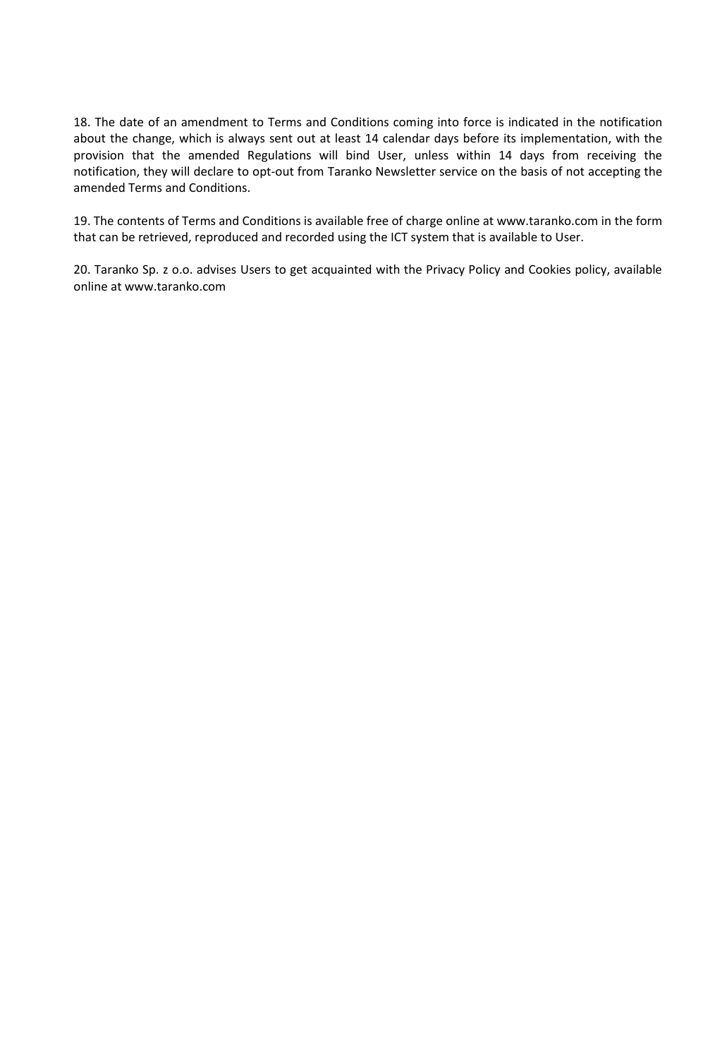18. The date of an amendment to Terms and Conditions coming into force is indicated in the notification about the change, which is always sent out at least 14 calendar days before its implementation, with the provision that the amended Regulations will bind User, unless within 14 days from receiving the notification, they will declare to opt-out from Taranko Newsletter service on the basis of not accepting the amended Terms and Conditions.

19. The contents of Terms and Conditions is available free of charge online at www.taranko.com in the form that can be retrieved, reproduced and recorded using the ICT system that is available to User.

20. Taranko Sp. z o.o. advises Users to get acquainted with the Privacy Policy and Cookies policy, available online at www.taranko.com